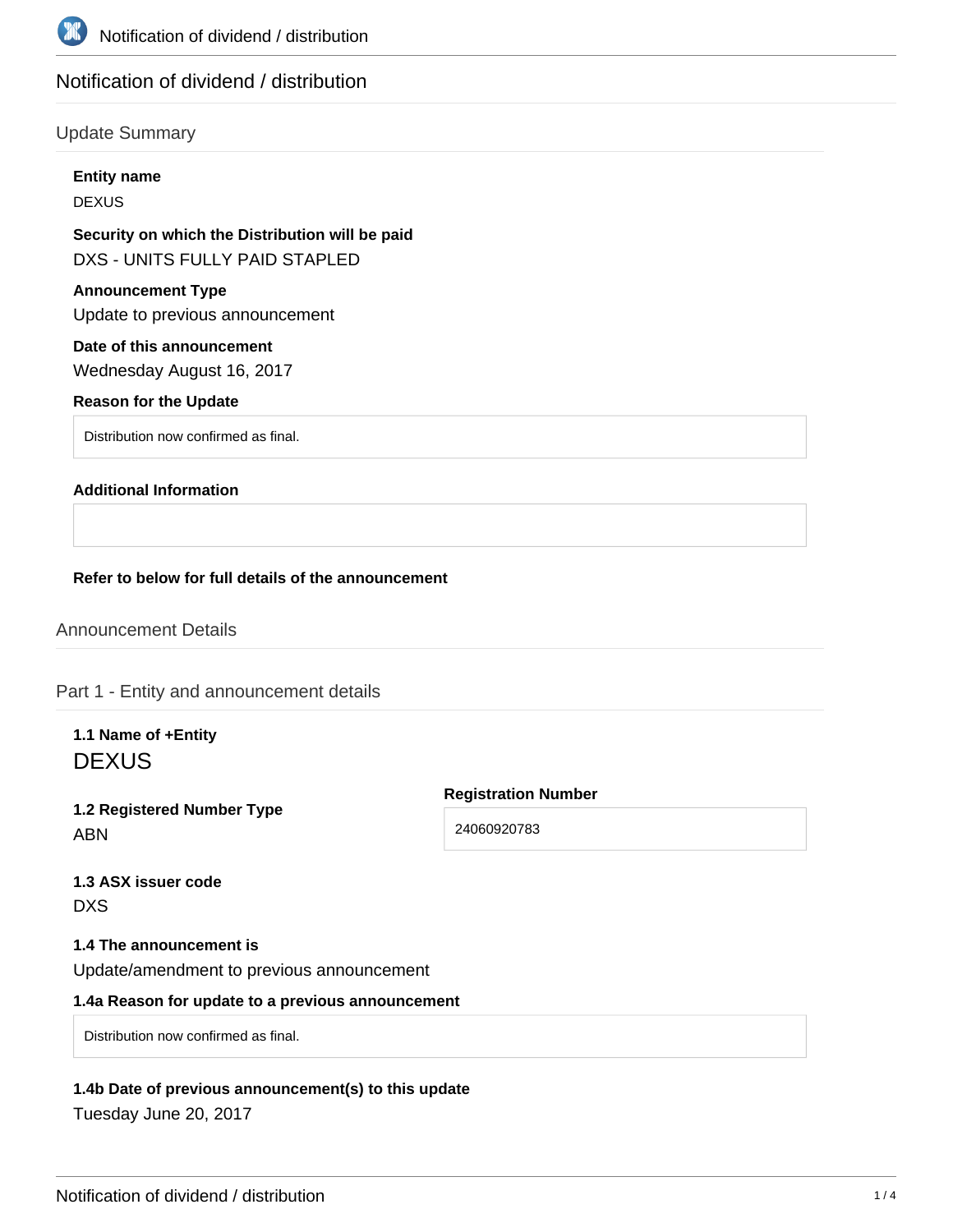# Notification of dividend / distribution

## Update Summary

**Entity name**

DEXUS

**Security on which the Distribution will be paid**

DXS - UNITS FULLY PAID STAPLED

**Announcement Type**

Update to previous announcement

**Date of this announcement**

Wednesday August 16, 2017

**Reason for the Update**

Distribution now confirmed as final.

**Additional Information**

**Refer to below for full details of the announcement**

## Announcement Details

## Part 1 - Entity and announcement details

**1.1 Name of +Entity**

DEXUS

**1.2 Registered Number Type**

ABN

**Registration Number**

24060920783

**1.3 ASX issuer code**

DXS

**1.4 The announcement is**

Update/amendment to previous announcement

**1.4a Reason for update to a previous announcement**

Distribution now confirmed as final.

**1.4b Date of previous announcement(s) to this update**

Tuesday June 20, 2017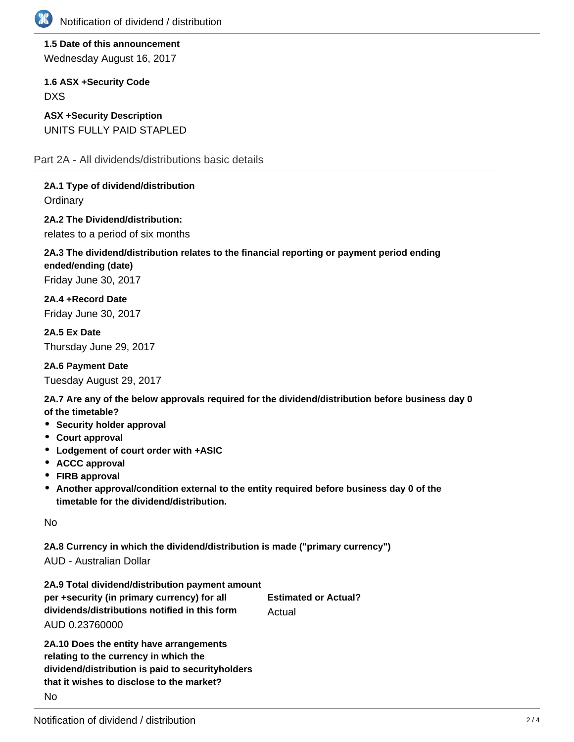**1.5 Date of this announcement**

Wednesday August 16, 2017

**1.6 ASX +Security Code**

DXS

**ASX +Security Description**

UNITS FULLY PAID STAPLED

## Part 2A - All dividends/distributions basic details

**2A.1 Type of dividend/distribution**

Ordinary

**2A.2 The Dividend/distribution:**

relates to a period of six months

**2A.3 The dividend/distribution relates to the financial reporting or payment period ending ended/ending (date)**

Friday June 30, 2017

**2A.4 +Record Date**

Friday June 30, 2017

**2A.5 Ex Date**

Thursday June 29, 2017

**2A.6 Payment Date**

Tuesday August 29, 2017

**2A.7 Are any of the below approvals required for the dividend/distribution before business day 0 of the timetable?**

- **Security holder approval**
- **Court approval**
- **Lodgement of court order with +ASIC**
- **ACCC approval**
- **FIRB approval**
- **Another approval/condition external to the entity required before business day 0 of the timetable for the dividend/distribution.**

No

**2A.8 Currency in which the dividend/distribution is made ("primary currency")**

AUD - Australian Dollar

**2A.9 Total dividend/distribution payment amount per +security (in primary currency) for all dividends/distributions notified in this form**

AUD 0.23760000

**Estimated or Actual?**

Actual

**2A.10 Does the entity have arrangements relating to the currency in which the dividend/distribution is paid to securityholders that it wishes to disclose to the market?**

No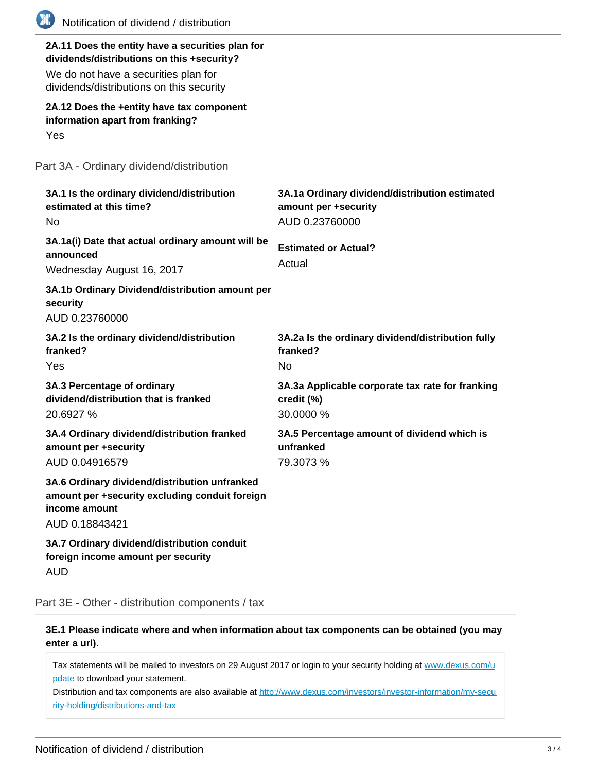**2A.11 Does the entity have a securities plan for dividends/distributions on this +security?**

We do not have a securities plan for dividends/distributions on this security

**2A.12 Does the +entity have tax component information apart from franking?**

Yes

## Part 3A - Ordinary dividend/distribution

**3A.1 Is the ordinary dividend/distribution estimated at this time?**

No

**3A.1a Ordinary dividend/distribution estimated amount per +security**

AUD 0.23760000

**3A.1a(i) Date that actual ordinary amount will be announced**

Wednesday August 16, 2017

**Estimated or Actual?**

Actual

**3A.1b Ordinary Dividend/distribution amount per security**

AUD 0.23760000

**3A.2 Is the ordinary dividend/distribution franked?**

Yes

**3A.2a Is the ordinary dividend/distribution fully franked?**

No

**3A.3 Percentage of ordinary dividend/distribution that is franked**

20.6927 %

**3A.3a Applicable corporate tax rate for franking credit (%)**

30.0000 %

**3A.4 Ordinary dividend/distribution franked amount per +security**

AUD 0.04916579

**3A.5 Percentage amount of dividend which is unfranked**

79.3073 %

**3A.6 Ordinary dividend/distribution unfranked amount per +security excluding conduit foreign income amount**

AUD 0.18843421

**3A.7 Ordinary dividend/distribution conduit foreign income amount per security**

AUD

## Part 3E - Other - distribution components / tax

**3E.1 Please indicate where and when information about tax components can be obtained (you may enter a url).**

Tax statements will be mailed to investors on 29 August 2017 or login to your security holding at www.dexus.com/update to download your statement.
Distribution and tax components are also available at http://www.dexus.com/investors/investor-information/my-security-holding/distributions-and-tax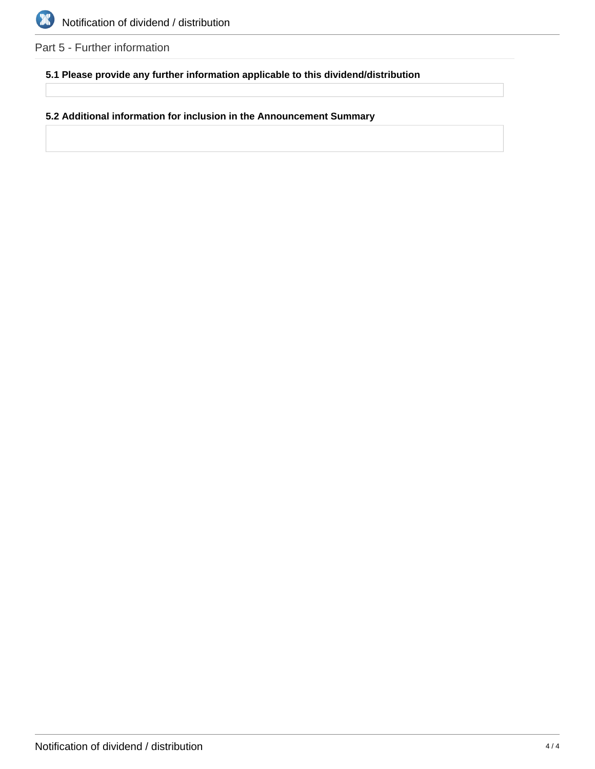## Part 5 - Further information

**5.1 Please provide any further information applicable to this dividend/distribution**

**5.2 Additional information for inclusion in the Announcement Summary**